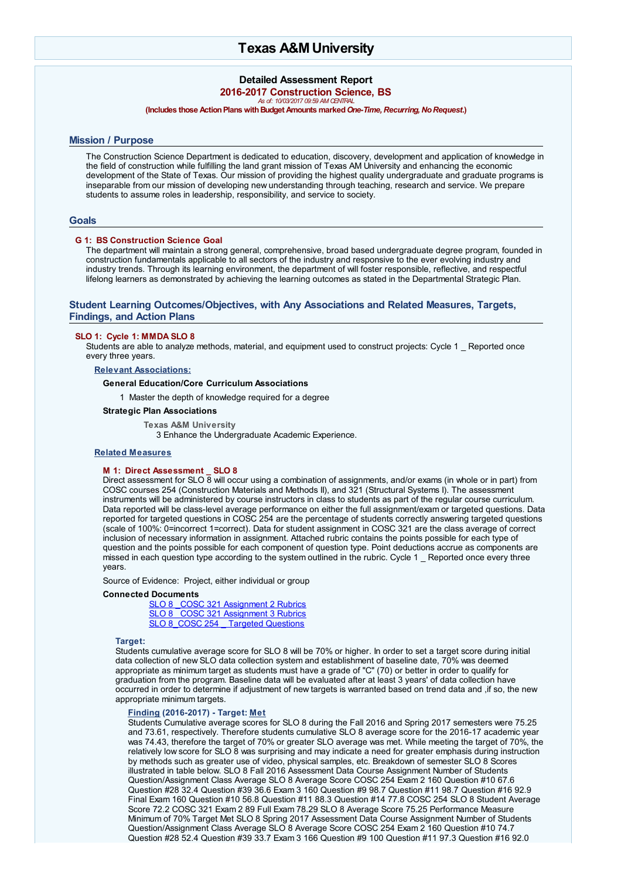# Texas A&M University

## Detailed Assessment Report

### 2016-2017 Construction Science, BS

*As of: 10/03/2017 09:59 AM CENTRAL*

**(Includes those Action Plans with Budget Amounts marked *One-Time, Recurring, No Request*.)**

## Mission / Purpose

The Construction Science Department is dedicated to education, discovery, development and application of knowledge in the field of construction while fulfilling the land grant mission of Texas AM University and enhancing the economic development of the State of Texas. Our mission of providing the highest quality undergraduate and graduate programs is inseparable from our mission of developing new understanding through teaching, research and service. We prepare students to assume roles in leadership, responsibility, and service to society.

## Goals

**G 1: BS Construction Science Goal**

The department will maintain a strong general, comprehensive, broad based undergraduate degree program, founded in construction fundamentals applicable to all sectors of the industry and responsive to the ever evolving industry and industry trends. Through its learning environment, the department of will foster responsible, reflective, and respectful lifelong learners as demonstrated by achieving the learning outcomes as stated in the Departmental Strategic Plan.

## Student Learning Outcomes/Objectives, with Any Associations and Related Measures, Targets, Findings, and Action Plans

**SLO 1: Cycle 1: MMDA SLO 8**

Students are able to analyze methods, material, and equipment used to construct projects: Cycle 1 _ Reported once every three years.

**Relevant Associations:**

**General Education/Core Curriculum Associations**

1 Master the depth of knowledge required for a degree

**Strategic Plan Associations**

Texas A&M University

3 Enhance the Undergraduate Academic Experience.

**Related Measures**

**M 1: Direct Assessment _ SLO 8**

Direct assessment for SLO 8 will occur using a combination of assignments, and/or exams (in whole or in part) from COSC courses 254 (Construction Materials and Methods II), and 321 (Structural Systems I). The assessment instruments will be administered by course instructors in class to students as part of the regular course curriculum. Data reported will be class-level average performance on either the full assignment/exam or targeted questions. Data reported for targeted questions in COSC 254 are the percentage of students correctly answering targeted questions (scale of 100%: 0=incorrect 1=correct). Data for student assignment in COSC 321 are the class average of correct inclusion of necessary information in assignment. Attached rubric contains the points possible for each type of question and the points possible for each component of question type. Point deductions accrue as components are missed in each question type according to the system outlined in the rubric. Cycle 1 _ Reported once every three years.

Source of Evidence: Project, either individual or group

**Connected Documents**

SLO 8 _COSC 321 Assignment 2 Rubrics
SLO 8 _COSC 321 Assignment 3 Rubrics
SLO 8_COSC 254 _ Targeted Questions

**Target:**

Students cumulative average score for SLO 8 will be 70% or higher. In order to set a target score during initial data collection of new SLO data collection system and establishment of baseline date, 70% was deemed appropriate as minimum target as students must have a grade of "C" (70) or better in order to qualify for graduation from the program. Baseline data will be evaluated after at least 3 years' of data collection have occurred in order to determine if adjustment of new targets is warranted based on trend data and ,if so, the new appropriate minimum targets.

**Finding (2016-2017) - Target: Met**

Students Cumulative average scores for SLO 8 during the Fall 2016 and Spring 2017 semesters were 75.25 and 73.61, respectively. Therefore students cumulative SLO 8 average score for the 2016-17 academic year was 74.43, therefore the target of 70% or greater SLO average was met. While meeting the target of 70%, the relatively low score for SLO 8 was surprising and may indicate a need for greater emphasis during instruction by methods such as greater use of video, physical samples, etc. Breakdown of semester SLO 8 Scores illustrated in table below. SLO 8 Fall 2016 Assessment Data Course Assignment Number of Students Question/Assignment Class Average SLO 8 Average Score COSC 254 Exam 2 160 Question #10 67.6 Question #28 32.4 Question #39 36.6 Exam 3 160 Question #9 98.7 Question #11 98.7 Question #16 92.9 Final Exam 160 Question #10 56.8 Question #11 88.3 Question #14 77.8 COSC 254 SLO 8 Student Average Score 72.2 COSC 321 Exam 2 89 Full Exam 78.29 SLO 8 Average Score 75.25 Performance Measure Minimum of 70% Target Met SLO 8 Spring 2017 Assessment Data Course Assignment Number of Students Question/Assignment Class Average SLO 8 Average Score COSC 254 Exam 2 160 Question #10 74.7 Question #28 52.4 Question #39 33.7 Exam 3 166 Question #9 100 Question #11 97.3 Question #16 92.0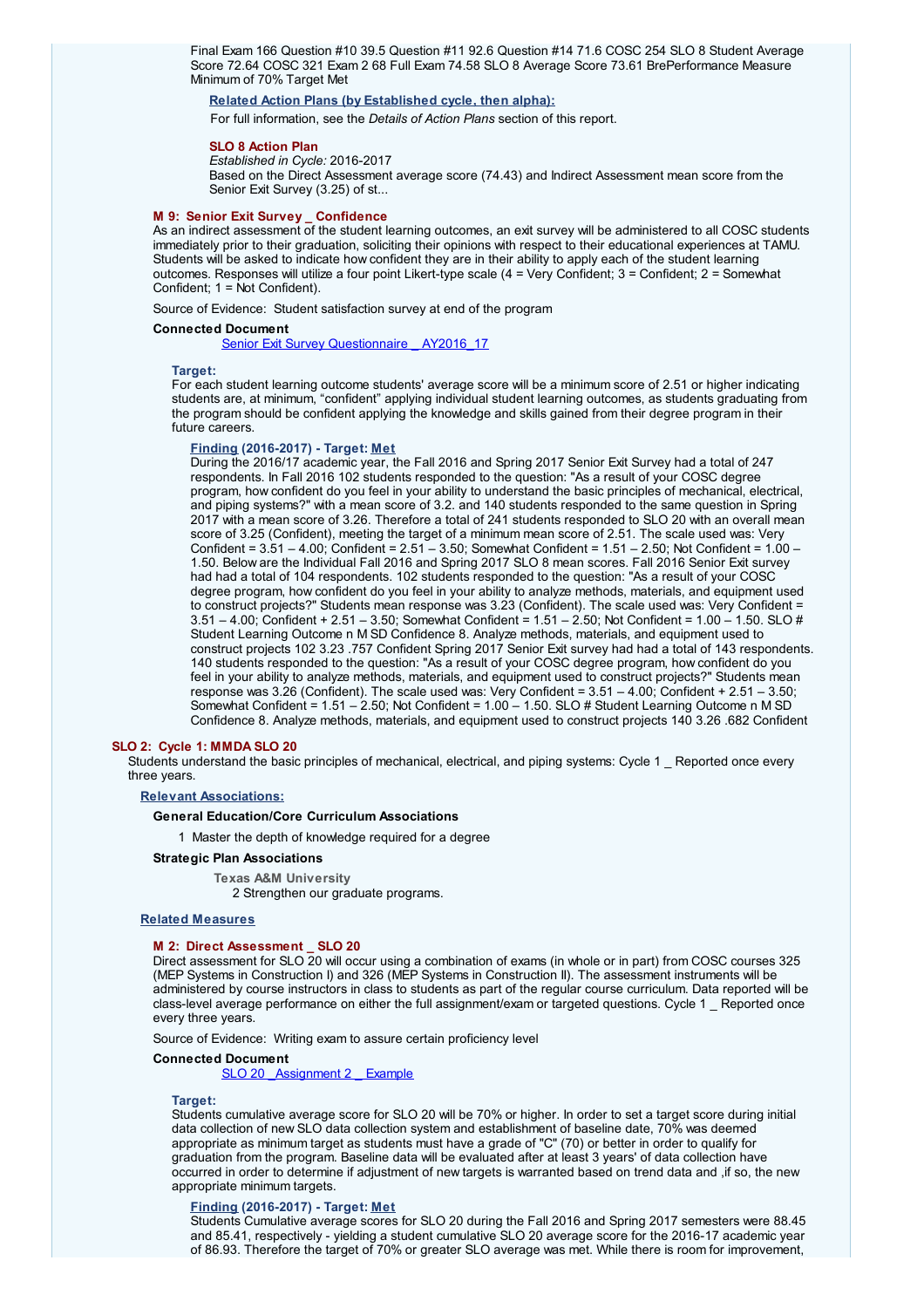Final Exam 166 Question #10 39.5 Question #11 92.6 Question #14 71.6 COSC 254 SLO 8 Student Average Score 72.64 COSC 321 Exam 2 68 Full Exam 74.58 SLO 8 Average Score 73.61 BrePerformance Measure Minimum of 70% Target Met

**Related Action Plans (by Established cycle, then alpha):**

For full information, see the *Details of Action Plans* section of this report.

**SLO 8 Action Plan**
*Established in Cycle:* 2016-2017
Based on the Direct Assessment average score (74.43) and Indirect Assessment mean score from the Senior Exit Survey (3.25) of st...

### M 9: Senior Exit Survey _ Confidence

As an indirect assessment of the student learning outcomes, an exit survey will be administered to all COSC students immediately prior to their graduation, soliciting their opinions with respect to their educational experiences at TAMU. Students will be asked to indicate how confident they are in their ability to apply each of the student learning outcomes. Responses will utilize a four point Likert-type scale (4 = Very Confident; 3 = Confident; 2 = Somewhat Confident; 1 = Not Confident).

Source of Evidence: Student satisfaction survey at end of the program

**Connected Document**

Senior Exit Survey Questionnaire _ AY2016_17

**Target:**

For each student learning outcome students' average score will be a minimum score of 2.51 or higher indicating students are, at minimum, "confident" applying individual student learning outcomes, as students graduating from the program should be confident applying the knowledge and skills gained from their degree program in their future careers.

**Finding (2016-2017) - Target: Met**

During the 2016/17 academic year, the Fall 2016 and Spring 2017 Senior Exit Survey had a total of 247 respondents. In Fall 2016 102 students responded to the question: "As a result of your COSC degree program, how confident do you feel in your ability to understand the basic principles of mechanical, electrical, and piping systems?" with a mean score of 3.2. and 140 students responded to the same question in Spring 2017 with a mean score of 3.26. Therefore a total of 241 students responded to SLO 20 with an overall mean score of 3.25 (Confident), meeting the target of a minimum mean score of 2.51. The scale used was: Very Confident = 3.51 – 4.00; Confident = 2.51 – 3.50; Somewhat Confident = 1.51 – 2.50; Not Confident = 1.00 – 1.50. Below are the Individual Fall 2016 and Spring 2017 SLO 8 mean scores. Fall 2016 Senior Exit survey had had a total of 104 respondents. 102 students responded to the question: "As a result of your COSC degree program, how confident do you feel in your ability to analyze methods, materials, and equipment used to construct projects?" Students mean response was 3.23 (Confident). The scale used was: Very Confident = 3.51 – 4.00; Confident + 2.51 – 3.50; Somewhat Confident = 1.51 – 2.50; Not Confident = 1.00 – 1.50. SLO # Student Learning Outcome n M SD Confidence 8. Analyze methods, materials, and equipment used to construct projects 102 3.23 .757 Confident Spring 2017 Senior Exit survey had had a total of 143 respondents. 140 students responded to the question: "As a result of your COSC degree program, how confident do you feel in your ability to analyze methods, materials, and equipment used to construct projects?" Students mean response was 3.26 (Confident). The scale used was: Very Confident = 3.51 – 4.00; Confident + 2.51 – 3.50; Somewhat Confident = 1.51 – 2.50; Not Confident = 1.00 – 1.50. SLO # Student Learning Outcome n M SD Confidence 8. Analyze methods, materials, and equipment used to construct projects 140 3.26 .682 Confident

## SLO 2: Cycle 1: MMDA SLO 20

Students understand the basic principles of mechanical, electrical, and piping systems: Cycle 1 _ Reported once every three years.

**Relevant Associations:**

**General Education/Core Curriculum Associations**

1 Master the depth of knowledge required for a degree

**Strategic Plan Associations**

**Texas A&M University**
2 Strengthen our graduate programs.

**Related Measures**

### M 2: Direct Assessment _ SLO 20

Direct assessment for SLO 20 will occur using a combination of exams (in whole or in part) from COSC courses 325 (MEP Systems in Construction I) and 326 (MEP Systems in Construction II). The assessment instruments will be administered by course instructors in class to students as part of the regular course curriculum. Data reported will be class-level average performance on either the full assignment/exam or targeted questions. Cycle 1 _ Reported once every three years.

Source of Evidence: Writing exam to assure certain proficiency level

**Connected Document**

SLO 20 _Assignment 2 _ Example

**Target:**

Students cumulative average score for SLO 20 will be 70% or higher. In order to set a target score during initial data collection of new SLO data collection system and establishment of baseline date, 70% was deemed appropriate as minimum target as students must have a grade of "C" (70) or better in order to qualify for graduation from the program. Baseline data will be evaluated after at least 3 years' of data collection have occurred in order to determine if adjustment of new targets is warranted based on trend data and ,if so, the new appropriate minimum targets.

**Finding (2016-2017) - Target: Met**

Students Cumulative average scores for SLO 20 during the Fall 2016 and Spring 2017 semesters were 88.45 and 85.41, respectively - yielding a student cumulative SLO 20 average score for the 2016-17 academic year of 86.93. Therefore the target of 70% or greater SLO average was met. While there is room for improvement,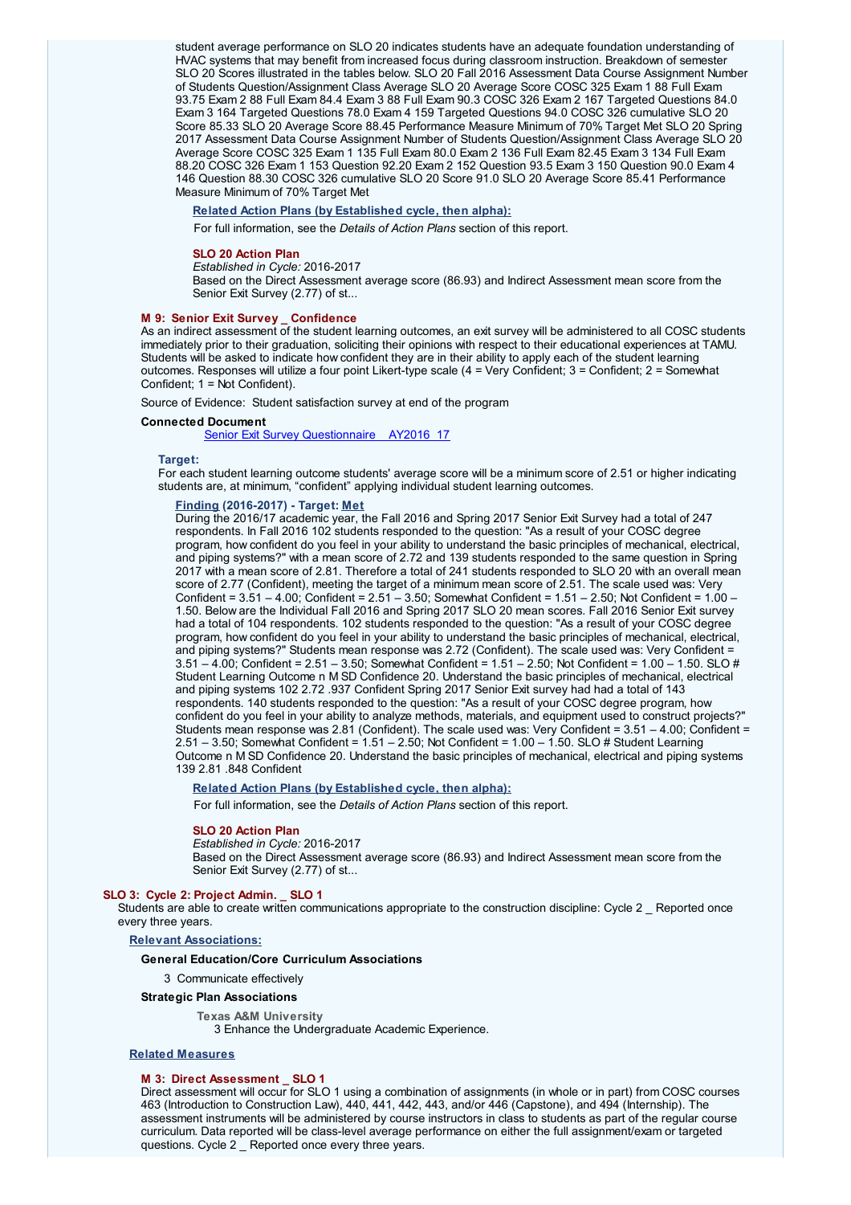student average performance on SLO 20 indicates students have an adequate foundation understanding of HVAC systems that may benefit from increased focus during classroom instruction. Breakdown of semester SLO 20 Scores illustrated in the tables below. SLO 20 Fall 2016 Assessment Data Course Assignment Number of Students Question/Assignment Class Average SLO 20 Average Score COSC 325 Exam 1 88 Full Exam 93.75 Exam 2 88 Full Exam 84.4 Exam 3 88 Full Exam 90.3 COSC 326 Exam 2 167 Targeted Questions 84.0 Exam 3 164 Targeted Questions 78.0 Exam 4 159 Targeted Questions 94.0 COSC 326 cumulative SLO 20 Score 85.33 SLO 20 Average Score 88.45 Performance Measure Minimum of 70% Target Met SLO 20 Spring 2017 Assessment Data Course Assignment Number of Students Question/Assignment Class Average SLO 20 Average Score COSC 325 Exam 1 135 Full Exam 80.0 Exam 2 136 Full Exam 82.45 Exam 3 134 Full Exam 88.20 COSC 326 Exam 1 153 Question 92.20 Exam 2 152 Question 93.5 Exam 3 150 Question 90.0 Exam 4 146 Question 88.30 COSC 326 cumulative SLO 20 Score 91.0 SLO 20 Average Score 85.41 Performance Measure Minimum of 70% Target Met

**Related Action Plans (by Established cycle, then alpha):**

For full information, see the *Details of Action Plans* section of this report.

**SLO 20 Action Plan**
*Established in Cycle:* 2016-2017
Based on the Direct Assessment average score (86.93) and Indirect Assessment mean score from the Senior Exit Survey (2.77) of st...

#### M 9: Senior Exit Survey _ Confidence

As an indirect assessment of the student learning outcomes, an exit survey will be administered to all COSC students immediately prior to their graduation, soliciting their opinions with respect to their educational experiences at TAMU. Students will be asked to indicate how confident they are in their ability to apply each of the student learning outcomes. Responses will utilize a four point Likert-type scale (4 = Very Confident; 3 = Confident; 2 = Somewhat Confident; 1 = Not Confident).

Source of Evidence: Student satisfaction survey at end of the program

**Connected Document**

Senior Exit Survey Questionnaire _ AY2016_17

**Target:**

For each student learning outcome students' average score will be a minimum score of 2.51 or higher indicating students are, at minimum, "confident" applying individual student learning outcomes.

**Finding (2016-2017) - Target: Met**

During the 2016/17 academic year, the Fall 2016 and Spring 2017 Senior Exit Survey had a total of 247 respondents. In Fall 2016 102 students responded to the question: "As a result of your COSC degree program, how confident do you feel in your ability to understand the basic principles of mechanical, electrical, and piping systems?" with a mean score of 2.72 and 139 students responded to the same question in Spring 2017 with a mean score of 2.81. Therefore a total of 241 students responded to SLO 20 with an overall mean score of 2.77 (Confident), meeting the target of a minimum mean score of 2.51. The scale used was: Very Confident = 3.51 – 4.00; Confident = 2.51 – 3.50; Somewhat Confident = 1.51 – 2.50; Not Confident = 1.00 – 1.50. Below are the Individual Fall 2016 and Spring 2017 SLO 20 mean scores. Fall 2016 Senior Exit survey had a total of 104 respondents. 102 students responded to the question: "As a result of your COSC degree program, how confident do you feel in your ability to understand the basic principles of mechanical, electrical, and piping systems?" Students mean response was 2.72 (Confident). The scale used was: Very Confident = 3.51 – 4.00; Confident = 2.51 – 3.50; Somewhat Confident = 1.51 – 2.50; Not Confident = 1.00 – 1.50. SLO # Student Learning Outcome n M SD Confidence 20. Understand the basic principles of mechanical, electrical and piping systems 102 2.72 .937 Confident Spring 2017 Senior Exit survey had had a total of 143 respondents. 140 students responded to the question: "As a result of your COSC degree program, how confident do you feel in your ability to analyze methods, materials, and equipment used to construct projects?" Students mean response was 2.81 (Confident). The scale used was: Very Confident = 3.51 – 4.00; Confident = 2.51 – 3.50; Somewhat Confident = 1.51 – 2.50; Not Confident = 1.00 – 1.50. SLO # Student Learning Outcome n M SD Confidence 20. Understand the basic principles of mechanical, electrical and piping systems 139 2.81 .848 Confident

**Related Action Plans (by Established cycle, then alpha):**

For full information, see the *Details of Action Plans* section of this report.

**SLO 20 Action Plan**
*Established in Cycle:* 2016-2017
Based on the Direct Assessment average score (86.93) and Indirect Assessment mean score from the Senior Exit Survey (2.77) of st...

### SLO 3: Cycle 2: Project Admin. _ SLO 1

Students are able to create written communications appropriate to the construction discipline: Cycle 2 _ Reported once every three years.

**Relevant Associations:**

**General Education/Core Curriculum Associations**

3 Communicate effectively

**Strategic Plan Associations**

**Texas A&M University**
3 Enhance the Undergraduate Academic Experience.

**Related Measures**

#### M 3: Direct Assessment _ SLO 1

Direct assessment will occur for SLO 1 using a combination of assignments (in whole or in part) from COSC courses 463 (Introduction to Construction Law), 440, 441, 442, 443, and/or 446 (Capstone), and 494 (Internship). The assessment instruments will be administered by course instructors in class to students as part of the regular course curriculum. Data reported will be class-level average performance on either the full assignment/exam or targeted questions. Cycle 2 _ Reported once every three years.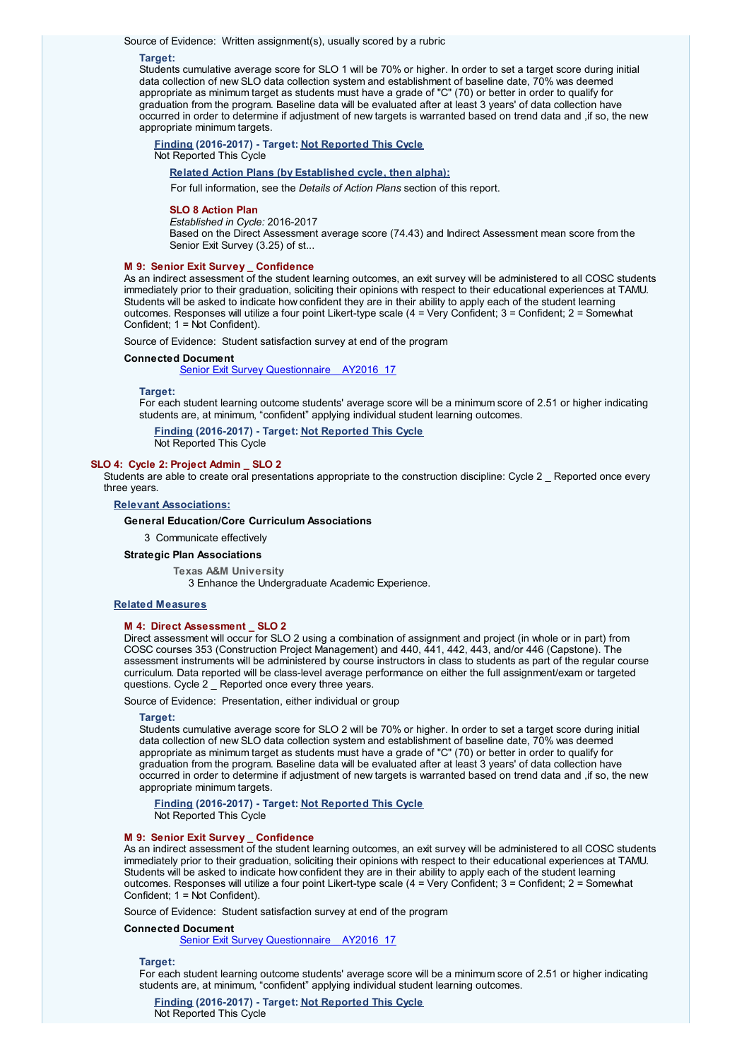Source of Evidence: Written assignment(s), usually scored by a rubric

**Target:**
Students cumulative average score for SLO 1 will be 70% or higher. In order to set a target score during initial data collection of new SLO data collection system and establishment of baseline date, 70% was deemed appropriate as minimum target as students must have a grade of "C" (70) or better in order to qualify for graduation from the program. Baseline data will be evaluated after at least 3 years' of data collection have occurred in order to determine if adjustment of new targets is warranted based on trend data and ,if so, the new appropriate minimum targets.

**Finding (2016-2017) - Target: Not Reported This Cycle**
Not Reported This Cycle

**Related Action Plans (by Established cycle, then alpha):**
For full information, see the *Details of Action Plans* section of this report.

**SLO 8 Action Plan**
*Established in Cycle:* 2016-2017
Based on the Direct Assessment average score (74.43) and Indirect Assessment mean score from the Senior Exit Survey (3.25) of st...

**M 9: Senior Exit Survey _ Confidence**
As an indirect assessment of the student learning outcomes, an exit survey will be administered to all COSC students immediately prior to their graduation, soliciting their opinions with respect to their educational experiences at TAMU. Students will be asked to indicate how confident they are in their ability to apply each of the student learning outcomes. Responses will utilize a four point Likert-type scale (4 = Very Confident; 3 = Confident; 2 = Somewhat Confident; 1 = Not Confident).

Source of Evidence: Student satisfaction survey at end of the program

**Connected Document**
Senior Exit Survey Questionnaire _ AY2016_17

**Target:**
For each student learning outcome students' average score will be a minimum score of 2.51 or higher indicating students are, at minimum, “confident” applying individual student learning outcomes.

**Finding (2016-2017) - Target: Not Reported This Cycle**
Not Reported This Cycle

## SLO 4: Cycle 2: Project Admin _ SLO 2

Students are able to create oral presentations appropriate to the construction discipline: Cycle 2 _ Reported once every three years.

**Relevant Associations:**

**General Education/Core Curriculum Associations**

3 Communicate effectively

**Strategic Plan Associations**

**Texas A&M University**
3 Enhance the Undergraduate Academic Experience.

**Related Measures**

**M 4: Direct Assessment _ SLO 2**
Direct assessment will occur for SLO 2 using a combination of assignment and project (in whole or in part) from COSC courses 353 (Construction Project Management) and 440, 441, 442, 443, and/or 446 (Capstone). The assessment instruments will be administered by course instructors in class to students as part of the regular course curriculum. Data reported will be class-level average performance on either the full assignment/exam or targeted questions. Cycle 2 _ Reported once every three years.

Source of Evidence: Presentation, either individual or group

**Target:**
Students cumulative average score for SLO 2 will be 70% or higher. In order to set a target score during initial data collection of new SLO data collection system and establishment of baseline date, 70% was deemed appropriate as minimum target as students must have a grade of "C" (70) or better in order to qualify for graduation from the program. Baseline data will be evaluated after at least 3 years' of data collection have occurred in order to determine if adjustment of new targets is warranted based on trend data and ,if so, the new appropriate minimum targets.

**Finding (2016-2017) - Target: Not Reported This Cycle**
Not Reported This Cycle

**M 9: Senior Exit Survey _ Confidence**
As an indirect assessment of the student learning outcomes, an exit survey will be administered to all COSC students immediately prior to their graduation, soliciting their opinions with respect to their educational experiences at TAMU. Students will be asked to indicate how confident they are in their ability to apply each of the student learning outcomes. Responses will utilize a four point Likert-type scale (4 = Very Confident; 3 = Confident; 2 = Somewhat Confident; 1 = Not Confident).

Source of Evidence: Student satisfaction survey at end of the program

**Connected Document**
Senior Exit Survey Questionnaire _ AY2016_17

**Target:**
For each student learning outcome students' average score will be a minimum score of 2.51 or higher indicating students are, at minimum, “confident” applying individual student learning outcomes.

**Finding (2016-2017) - Target: Not Reported This Cycle**
Not Reported This Cycle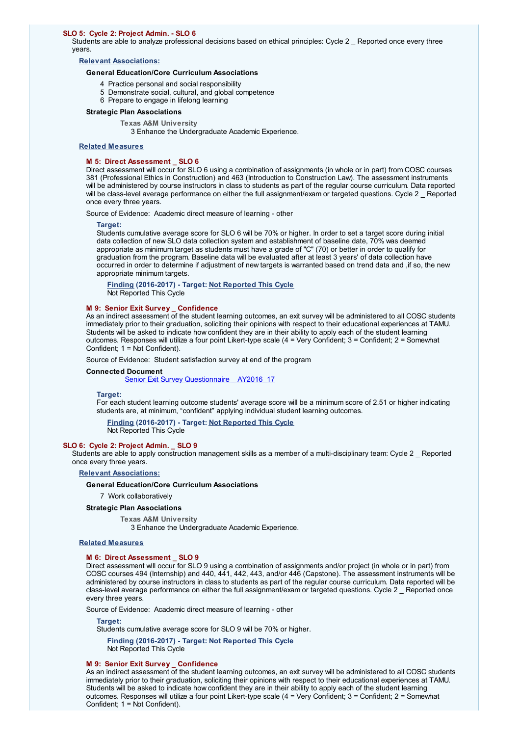### SLO 5: Cycle 2: Project Admin. - SLO 6

Students are able to analyze professional decisions based on ethical principles: Cycle 2 _ Reported once every three years.

**Relevant Associations:**

**General Education/Core Curriculum Associations**

4 Practice personal and social responsibility
5 Demonstrate social, cultural, and global competence
6 Prepare to engage in lifelong learning

**Strategic Plan Associations**

Texas A&M University
3 Enhance the Undergraduate Academic Experience.

**Related Measures**

**M 5: Direct Assessment _ SLO 6**

Direct assessment will occur for SLO 6 using a combination of assignments (in whole or in part) from COSC courses 381 (Professional Ethics in Construction) and 463 (Introduction to Construction Law). The assessment instruments will be administered by course instructors in class to students as part of the regular course curriculum. Data reported will be class-level average performance on either the full assignment/exam or targeted questions. Cycle 2 _ Reported once every three years.

Source of Evidence: Academic direct measure of learning - other

**Target:**

Students cumulative average score for SLO 6 will be 70% or higher. In order to set a target score during initial data collection of new SLO data collection system and establishment of baseline date, 70% was deemed appropriate as minimum target as students must have a grade of "C" (70) or better in order to qualify for graduation from the program. Baseline data will be evaluated after at least 3 years' of data collection have occurred in order to determine if adjustment of new targets is warranted based on trend data and ,if so, the new appropriate minimum targets.

**Finding (2016-2017) - Target: Not Reported This Cycle**
Not Reported This Cycle

**M 9: Senior Exit Survey _ Confidence**

As an indirect assessment of the student learning outcomes, an exit survey will be administered to all COSC students immediately prior to their graduation, soliciting their opinions with respect to their educational experiences at TAMU. Students will be asked to indicate how confident they are in their ability to apply each of the student learning outcomes. Responses will utilize a four point Likert-type scale (4 = Very Confident; 3 = Confident; 2 = Somewhat Confident; 1 = Not Confident).

Source of Evidence: Student satisfaction survey at end of the program

**Connected Document**

Senior Exit Survey Questionnaire _ AY2016_17

**Target:**

For each student learning outcome students' average score will be a minimum score of 2.51 or higher indicating students are, at minimum, "confident" applying individual student learning outcomes.

**Finding (2016-2017) - Target: Not Reported This Cycle**
Not Reported This Cycle

### SLO 6: Cycle 2: Project Admin. _ SLO 9

Students are able to apply construction management skills as a member of a multi-disciplinary team: Cycle 2 _ Reported once every three years.

**Relevant Associations:**

**General Education/Core Curriculum Associations**

7 Work collaboratively

**Strategic Plan Associations**

Texas A&M University
3 Enhance the Undergraduate Academic Experience.

**Related Measures**

**M 6: Direct Assessment _ SLO 9**

Direct assessment will occur for SLO 9 using a combination of assignments and/or project (in whole or in part) from COSC courses 494 (Internship) and 440, 441, 442, 443, and/or 446 (Capstone). The assessment instruments will be administered by course instructors in class to students as part of the regular course curriculum. Data reported will be class-level average performance on either the full assignment/exam or targeted questions. Cycle 2 _ Reported once every three years.

Source of Evidence: Academic direct measure of learning - other

**Target:**

Students cumulative average score for SLO 9 will be 70% or higher.

**Finding (2016-2017) - Target: Not Reported This Cycle**
Not Reported This Cycle

**M 9: Senior Exit Survey _ Confidence**

As an indirect assessment of the student learning outcomes, an exit survey will be administered to all COSC students immediately prior to their graduation, soliciting their opinions with respect to their educational experiences at TAMU. Students will be asked to indicate how confident they are in their ability to apply each of the student learning outcomes. Responses will utilize a four point Likert-type scale (4 = Very Confident; 3 = Confident; 2 = Somewhat Confident; 1 = Not Confident).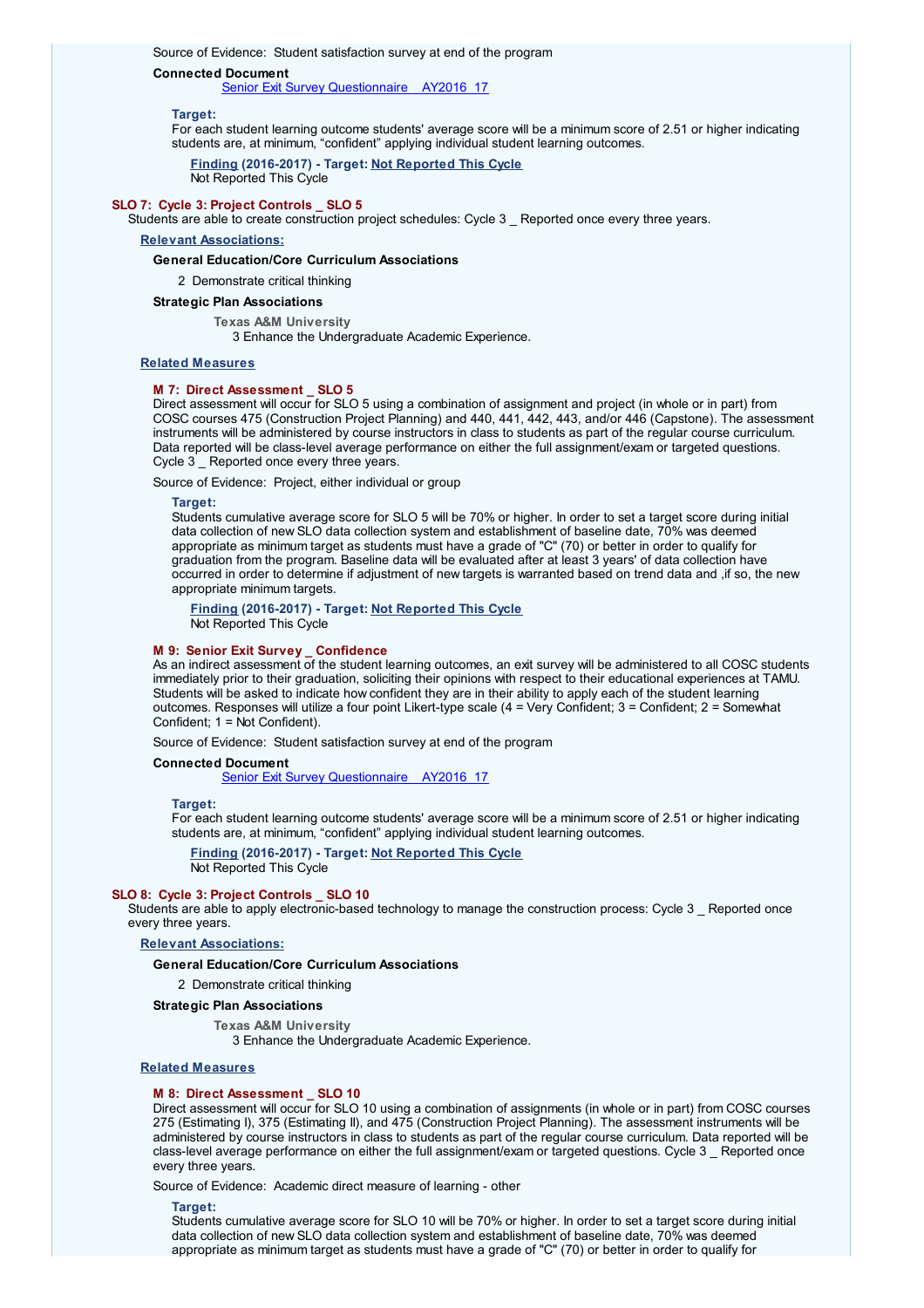Source of Evidence: Student satisfaction survey at end of the program

**Connected Document**

Senior Exit Survey Questionnaire _ AY2016_17

**Target:**

For each student learning outcome students' average score will be a minimum score of 2.51 or higher indicating students are, at minimum, “confident” applying individual student learning outcomes.

**Finding (2016-2017) - Target: Not Reported This Cycle**

Not Reported This Cycle

### SLO 7: Cycle 3: Project Controls _ SLO 5

Students are able to create construction project schedules: Cycle 3 _ Reported once every three years.

**Relevant Associations:**

**General Education/Core Curriculum Associations**

2 Demonstrate critical thinking

**Strategic Plan Associations**

**Texas A&M University**

3 Enhance the Undergraduate Academic Experience.

**Related Measures**

#### M 7: Direct Assessment _ SLO 5

Direct assessment will occur for SLO 5 using a combination of assignment and project (in whole or in part) from COSC courses 475 (Construction Project Planning) and 440, 441, 442, 443, and/or 446 (Capstone). The assessment instruments will be administered by course instructors in class to students as part of the regular course curriculum. Data reported will be class-level average performance on either the full assignment/exam or targeted questions. Cycle 3 _ Reported once every three years.

Source of Evidence: Project, either individual or group

**Target:**

Students cumulative average score for SLO 5 will be 70% or higher. In order to set a target score during initial data collection of new SLO data collection system and establishment of baseline date, 70% was deemed appropriate as minimum target as students must have a grade of "C" (70) or better in order to qualify for graduation from the program. Baseline data will be evaluated after at least 3 years' of data collection have occurred in order to determine if adjustment of new targets is warranted based on trend data and ,if so, the new appropriate minimum targets.

**Finding (2016-2017) - Target: Not Reported This Cycle**

Not Reported This Cycle

#### M 9: Senior Exit Survey _ Confidence

As an indirect assessment of the student learning outcomes, an exit survey will be administered to all COSC students immediately prior to their graduation, soliciting their opinions with respect to their educational experiences at TAMU. Students will be asked to indicate how confident they are in their ability to apply each of the student learning outcomes. Responses will utilize a four point Likert-type scale (4 = Very Confident; 3 = Confident; 2 = Somewhat Confident; 1 = Not Confident).

Source of Evidence: Student satisfaction survey at end of the program

**Connected Document**

Senior Exit Survey Questionnaire _ AY2016_17

**Target:**

For each student learning outcome students' average score will be a minimum score of 2.51 or higher indicating students are, at minimum, “confident” applying individual student learning outcomes.

**Finding (2016-2017) - Target: Not Reported This Cycle**

Not Reported This Cycle

### SLO 8: Cycle 3: Project Controls _ SLO 10

Students are able to apply electronic-based technology to manage the construction process: Cycle 3 _ Reported once every three years.

**Relevant Associations:**

**General Education/Core Curriculum Associations**

2 Demonstrate critical thinking

**Strategic Plan Associations**

**Texas A&M University**

3 Enhance the Undergraduate Academic Experience.

**Related Measures**

#### M 8: Direct Assessment _ SLO 10

Direct assessment will occur for SLO 10 using a combination of assignments (in whole or in part) from COSC courses 275 (Estimating I), 375 (Estimating II), and 475 (Construction Project Planning). The assessment instruments will be administered by course instructors in class to students as part of the regular course curriculum. Data reported will be class-level average performance on either the full assignment/exam or targeted questions. Cycle 3 _ Reported once every three years.

Source of Evidence: Academic direct measure of learning - other

**Target:**

Students cumulative average score for SLO 10 will be 70% or higher. In order to set a target score during initial data collection of new SLO data collection system and establishment of baseline date, 70% was deemed appropriate as minimum target as students must have a grade of "C" (70) or better in order to qualify for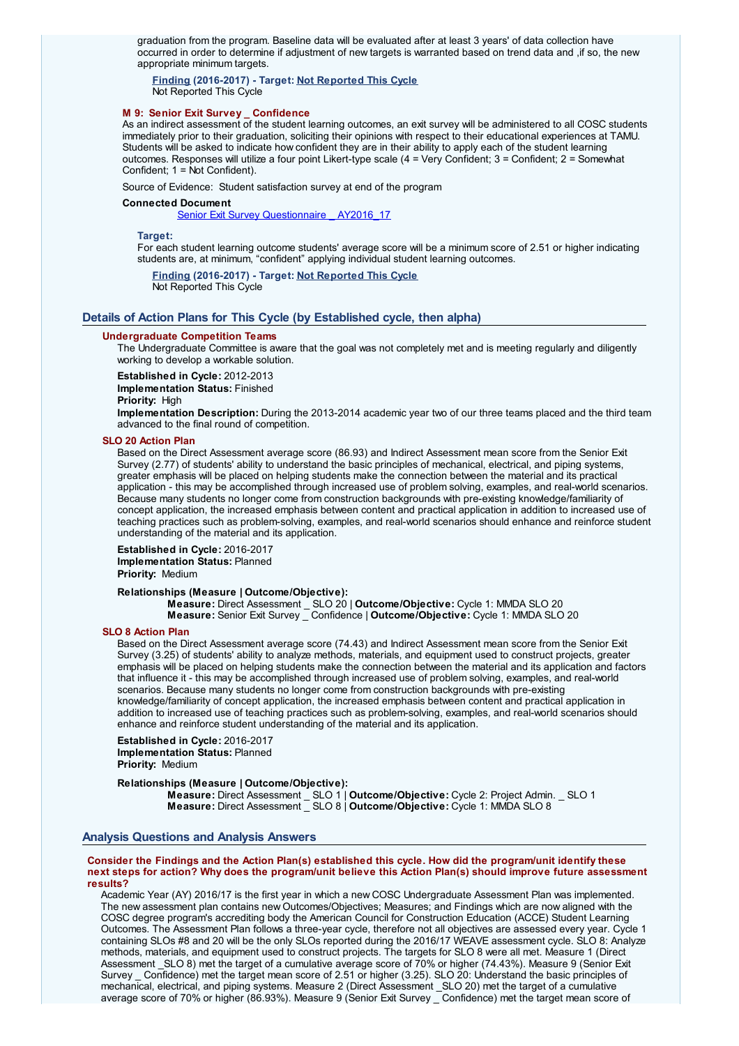graduation from the program. Baseline data will be evaluated after at least 3 years' of data collection have occurred in order to determine if adjustment of new targets is warranted based on trend data and ,if so, the new appropriate minimum targets.

**Finding (2016-2017) - Target: Not Reported This Cycle**
Not Reported This Cycle

#### M 9: Senior Exit Survey _ Confidence

As an indirect assessment of the student learning outcomes, an exit survey will be administered to all COSC students immediately prior to their graduation, soliciting their opinions with respect to their educational experiences at TAMU. Students will be asked to indicate how confident they are in their ability to apply each of the student learning outcomes. Responses will utilize a four point Likert-type scale (4 = Very Confident; 3 = Confident; 2 = Somewhat Confident; 1 = Not Confident).

Source of Evidence: Student satisfaction survey at end of the program

**Connected Document**

Senior Exit Survey Questionnaire _ AY2016_17

**Target:**

For each student learning outcome students' average score will be a minimum score of 2.51 or higher indicating students are, at minimum, "confident" applying individual student learning outcomes.

**Finding (2016-2017) - Target: Not Reported This Cycle**
Not Reported This Cycle

## Details of Action Plans for This Cycle (by Established cycle, then alpha)

### Undergraduate Competition Teams

The Undergraduate Committee is aware that the goal was not completely met and is meeting regularly and diligently working to develop a workable solution.

**Established in Cycle:** 2012-2013
**Implementation Status:** Finished
**Priority:** High
**Implementation Description:** During the 2013-2014 academic year two of our three teams placed and the third team advanced to the final round of competition.

### SLO 20 Action Plan

Based on the Direct Assessment average score (86.93) and Indirect Assessment mean score from the Senior Exit Survey (2.77) of students' ability to understand the basic principles of mechanical, electrical, and piping systems, greater emphasis will be placed on helping students make the connection between the material and its practical application - this may be accomplished through increased use of problem solving, examples, and real-world scenarios. Because many students no longer come from construction backgrounds with pre-existing knowledge/familiarity of concept application, the increased emphasis between content and practical application in addition to increased use of teaching practices such as problem-solving, examples, and real-world scenarios should enhance and reinforce student understanding of the material and its application.

**Established in Cycle:** 2016-2017
**Implementation Status:** Planned
**Priority:** Medium

**Relationships (Measure | Outcome/Objective):**

**Measure:** Direct Assessment _ SLO 20 | **Outcome/Objective:** Cycle 1: MMDA SLO 20
**Measure:** Senior Exit Survey _ Confidence | **Outcome/Objective:** Cycle 1: MMDA SLO 20

### SLO 8 Action Plan

Based on the Direct Assessment average score (74.43) and Indirect Assessment mean score from the Senior Exit Survey (3.25) of students' ability to analyze methods, materials, and equipment used to construct projects, greater emphasis will be placed on helping students make the connection between the material and its application and factors that influence it - this may be accomplished through increased use of problem solving, examples, and real-world scenarios. Because many students no longer come from construction backgrounds with pre-existing knowledge/familiarity of concept application, the increased emphasis between content and practical application in addition to increased use of teaching practices such as problem-solving, examples, and real-world scenarios should enhance and reinforce student understanding of the material and its application.

**Established in Cycle:** 2016-2017
**Implementation Status:** Planned
**Priority:** Medium

**Relationships (Measure | Outcome/Objective):**

**Measure:** Direct Assessment _ SLO 1 | **Outcome/Objective:** Cycle 2: Project Admin. _ SLO 1
**Measure:** Direct Assessment _ SLO 8 | **Outcome/Objective:** Cycle 1: MMDA SLO 8

## Analysis Questions and Analysis Answers

**Consider the Findings and the Action Plan(s) established this cycle. How did the program/unit identify these next steps for action? Why does the program/unit believe this Action Plan(s) should improve future assessment results?**

Academic Year (AY) 2016/17 is the first year in which a new COSC Undergraduate Assessment Plan was implemented. The new assessment plan contains new Outcomes/Objectives; Measures; and Findings which are now aligned with the COSC degree program's accrediting body the American Council for Construction Education (ACCE) Student Learning Outcomes. The Assessment Plan follows a three-year cycle, therefore not all objectives are assessed every year. Cycle 1 containing SLOs #8 and 20 will be the only SLOs reported during the 2016/17 WEAVE assessment cycle. SLO 8: Analyze methods, materials, and equipment used to construct projects. The targets for SLO 8 were all met. Measure 1 (Direct Assessment _SLO 8) met the target of a cumulative average score of 70% or higher (74.43%). Measure 9 (Senior Exit Survey _ Confidence) met the target mean score of 2.51 or higher (3.25). SLO 20: Understand the basic principles of mechanical, electrical, and piping systems. Measure 2 (Direct Assessment _SLO 20) met the target of a cumulative average score of 70% or higher (86.93%). Measure 9 (Senior Exit Survey _ Confidence) met the target mean score of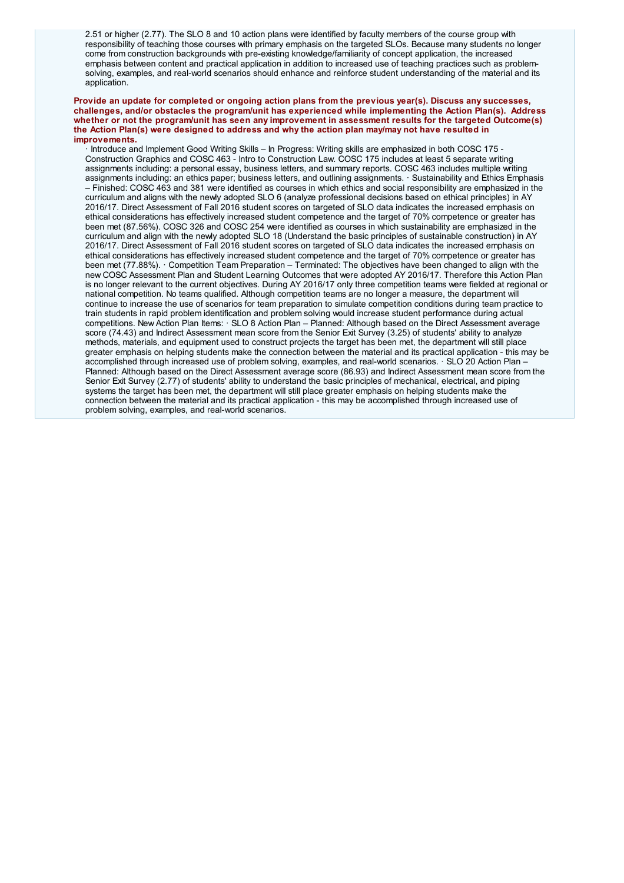2.51 or higher (2.77). The SLO 8 and 10 action plans were identified by faculty members of the course group with responsibility of teaching those courses with primary emphasis on the targeted SLOs. Because many students no longer come from construction backgrounds with pre-existing knowledge/familiarity of concept application, the increased emphasis between content and practical application in addition to increased use of teaching practices such as problem-solving, examples, and real-world scenarios should enhance and reinforce student understanding of the material and its application.

**Provide an update for completed or ongoing action plans from the previous year(s). Discuss any successes, challenges, and/or obstacles the program/unit has experienced while implementing the Action Plan(s). Address whether or not the program/unit has seen any improvement in assessment results for the targeted Outcome(s) the Action Plan(s) were designed to address and why the action plan may/may not have resulted in improvements.**

· Introduce and Implement Good Writing Skills – In Progress: Writing skills are emphasized in both COSC 175 - Construction Graphics and COSC 463 - Intro to Construction Law. COSC 175 includes at least 5 separate writing assignments including: a personal essay, business letters, and summary reports. COSC 463 includes multiple writing assignments including: an ethics paper; business letters, and outlining assignments. · Sustainability and Ethics Emphasis – Finished: COSC 463 and 381 were identified as courses in which ethics and social responsibility are emphasized in the curriculum and aligns with the newly adopted SLO 6 (analyze professional decisions based on ethical principles) in AY 2016/17. Direct Assessment of Fall 2016 student scores on targeted of SLO data indicates the increased emphasis on ethical considerations has effectively increased student competence and the target of 70% competence or greater has been met (87.56%). COSC 326 and COSC 254 were identified as courses in which sustainability are emphasized in the curriculum and align with the newly adopted SLO 18 (Understand the basic principles of sustainable construction) in AY 2016/17. Direct Assessment of Fall 2016 student scores on targeted of SLO data indicates the increased emphasis on ethical considerations has effectively increased student competence and the target of 70% competence or greater has been met (77.88%). · Competition Team Preparation – Terminated: The objectives have been changed to align with the new COSC Assessment Plan and Student Learning Outcomes that were adopted AY 2016/17. Therefore this Action Plan is no longer relevant to the current objectives. During AY 2016/17 only three competition teams were fielded at regional or national competition. No teams qualified. Although competition teams are no longer a measure, the department will continue to increase the use of scenarios for team preparation to simulate competition conditions during team practice to train students in rapid problem identification and problem solving would increase student performance during actual competitions. New Action Plan Items: · SLO 8 Action Plan – Planned: Although based on the Direct Assessment average score (74.43) and Indirect Assessment mean score from the Senior Exit Survey (3.25) of students' ability to analyze methods, materials, and equipment used to construct projects the target has been met, the department will still place greater emphasis on helping students make the connection between the material and its practical application - this may be accomplished through increased use of problem solving, examples, and real-world scenarios. · SLO 20 Action Plan – Planned: Although based on the Direct Assessment average score (86.93) and Indirect Assessment mean score from the Senior Exit Survey (2.77) of students' ability to understand the basic principles of mechanical, electrical, and piping systems the target has been met, the department will still place greater emphasis on helping students make the connection between the material and its practical application - this may be accomplished through increased use of problem solving, examples, and real-world scenarios.